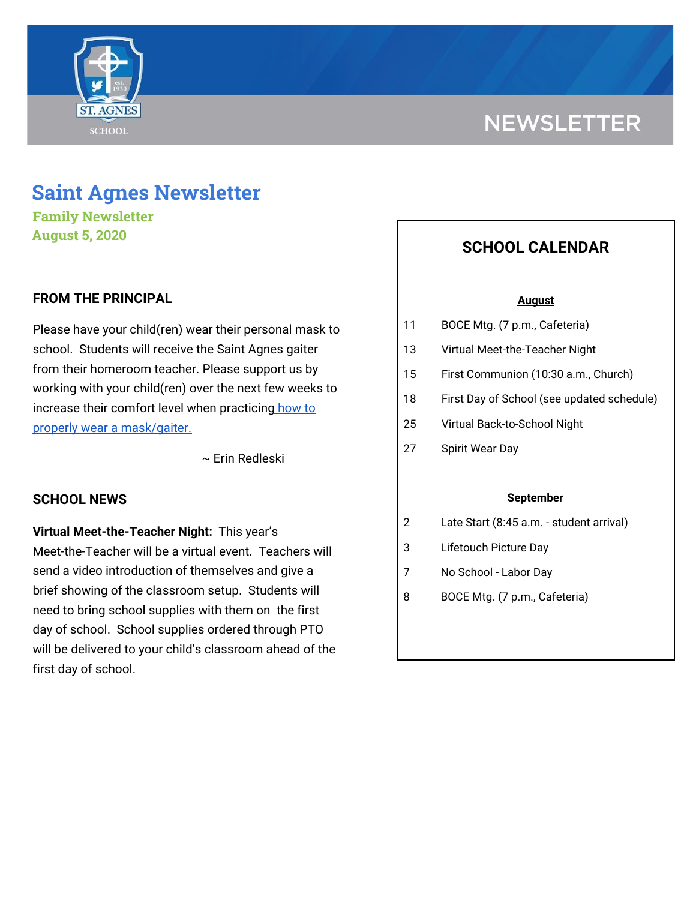NEWSLETTER

# Saint Agnes Newsletter

**Family Newsletter**

**August 5, 2020**

## FROM THE PRINCIPAL

Please have your child(ren) wear their personal mask to school. Students will receive the Saint Agnes gaiter from their homeroom teacher. Please support us by working with your child(ren) over the next few weeks to increase their comfort level when practicing how to properly wear a mask/gaiter.

~ Erin Redleski

## SCHOOL NEWS

**Virtual Meet-the-Teacher Night:** This year's Meet-the-Teacher will be a virtual event. Teachers will send a video introduction of themselves and give a brief showing of the classroom setup. Students will need to bring school supplies with them on the first day of school. School supplies ordered through PTO will be delivered to your child's classroom ahead of the first day of school.

## SCHOOL CALENDAR

**August**

| | |
|---|---|
| 11 | BOCE Mtg. (7 p.m., Cafeteria) |
| 13 | Virtual Meet-the-Teacher Night |
| 15 | First Communion (10:30 a.m., Church) |
| 18 | First Day of School (see updated schedule) |
| 25 | Virtual Back-to-School Night |
| 27 | Spirit Wear Day |

**September**

| | |
|---|---|
| 2 | Late Start (8:45 a.m. - student arrival) |
| 3 | Lifetouch Picture Day |
| 7 | No School - Labor Day |
| 8 | BOCE Mtg. (7 p.m., Cafeteria) |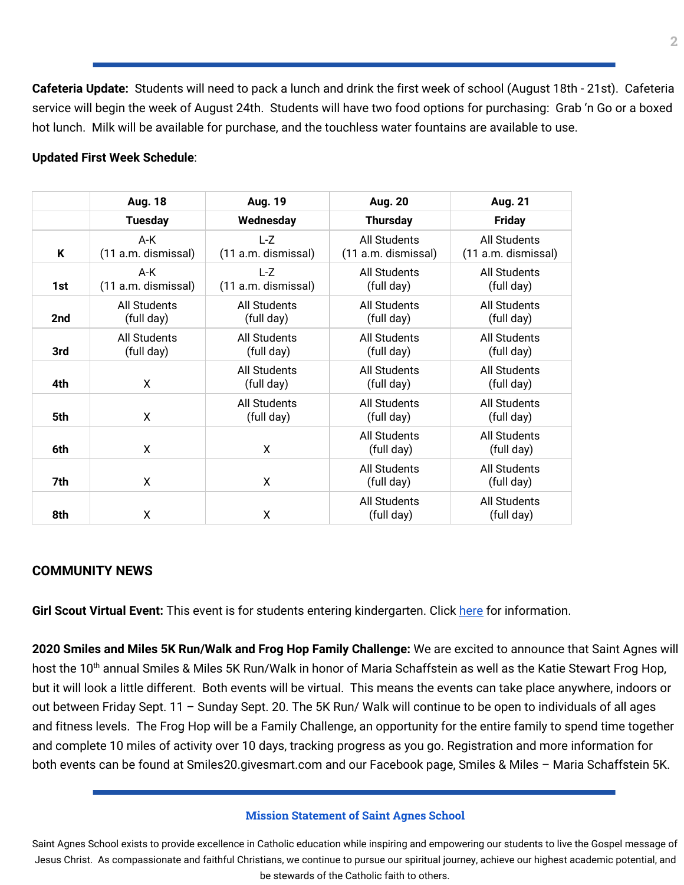**Cafeteria Update:** Students will need to pack a lunch and drink the first week of school (August 18th - 21st). Cafeteria service will begin the week of August 24th. Students will have two food options for purchasing: Grab 'n Go or a boxed hot lunch. Milk will be available for purchase, and the touchless water fountains are available to use.

**Updated First Week Schedule**:

| | Aug. 18 | Aug. 19 | Aug. 20 | Aug. 21 |
|---|---|---|---|---|
| | **Tuesday** | **Wednesday** | **Thursday** | **Friday** |
| **K** | A-K (11 a.m. dismissal) | L-Z (11 a.m. dismissal) | All Students (11 a.m. dismissal) | All Students (11 a.m. dismissal) |
| **1st** | A-K (11 a.m. dismissal) | L-Z (11 a.m. dismissal) | All Students (full day) | All Students (full day) |
| **2nd** | All Students (full day) | All Students (full day) | All Students (full day) | All Students (full day) |
| **3rd** | All Students (full day) | All Students (full day) | All Students (full day) | All Students (full day) |
| **4th** | X | All Students (full day) | All Students (full day) | All Students (full day) |
| **5th** | X | All Students (full day) | All Students (full day) | All Students (full day) |
| **6th** | X | X | All Students (full day) | All Students (full day) |
| **7th** | X | X | All Students (full day) | All Students (full day) |
| **8th** | X | X | All Students (full day) | All Students (full day) |

## COMMUNITY NEWS

**Girl Scout Virtual Event:** This event is for students entering kindergarten. Click here for information.

**2020 Smiles and Miles 5K Run/Walk and Frog Hop Family Challenge:** We are excited to announce that Saint Agnes will host the 10th annual Smiles & Miles 5K Run/Walk in honor of Maria Schaffstein as well as the Katie Stewart Frog Hop, but it will look a little different. Both events will be virtual. This means the events can take place anywhere, indoors or out between Friday Sept. 11 – Sunday Sept. 20. The 5K Run/ Walk will continue to be open to individuals of all ages and fitness levels. The Frog Hop will be a Family Challenge, an opportunity for the entire family to spend time together and complete 10 miles of activity over 10 days, tracking progress as you go. Registration and more information for both events can be found at Smiles20.givesmart.com and our Facebook page, Smiles & Miles – Maria Schaffstein 5K.

### Mission Statement of Saint Agnes School

Saint Agnes School exists to provide excellence in Catholic education while inspiring and empowering our students to live the Gospel message of Jesus Christ. As compassionate and faithful Christians, we continue to pursue our spiritual journey, achieve our highest academic potential, and be stewards of the Catholic faith to others.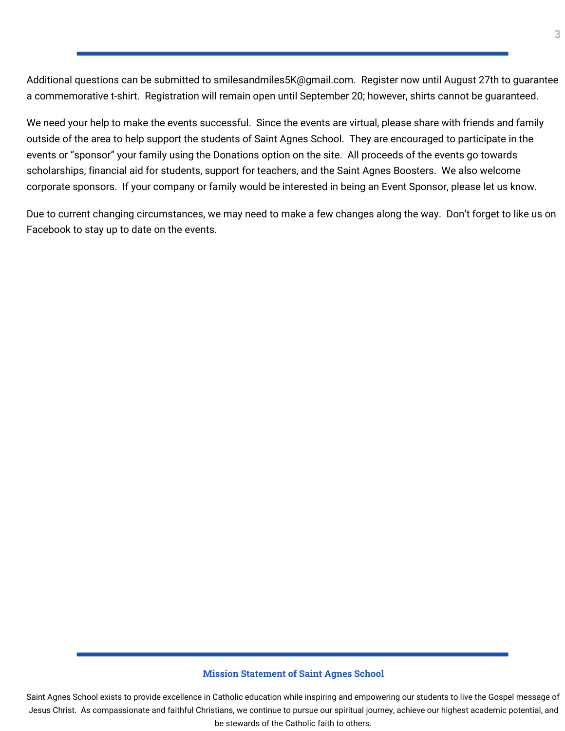Additional questions can be submitted to smilesandmiles5K@gmail.com.  Register now until August 27th to guarantee a commemorative t-shirt.  Registration will remain open until September 20; however, shirts cannot be guaranteed.

We need your help to make the events successful.  Since the events are virtual, please share with friends and family outside of the area to help support the students of Saint Agnes School.  They are encouraged to participate in the events or "sponsor" your family using the Donations option on the site.  All proceeds of the events go towards scholarships, financial aid for students, support for teachers, and the Saint Agnes Boosters.  We also welcome corporate sponsors.  If your company or family would be interested in being an Event Sponsor, please let us know.

Due to current changing circumstances, we may need to make a few changes along the way.  Don't forget to like us on Facebook to stay up to date on the events.

**Mission Statement of Saint Agnes School**

Saint Agnes School exists to provide excellence in Catholic education while inspiring and empowering our students to live the Gospel message of Jesus Christ.  As compassionate and faithful Christians, we continue to pursue our spiritual journey, achieve our highest academic potential, and be stewards of the Catholic faith to others.